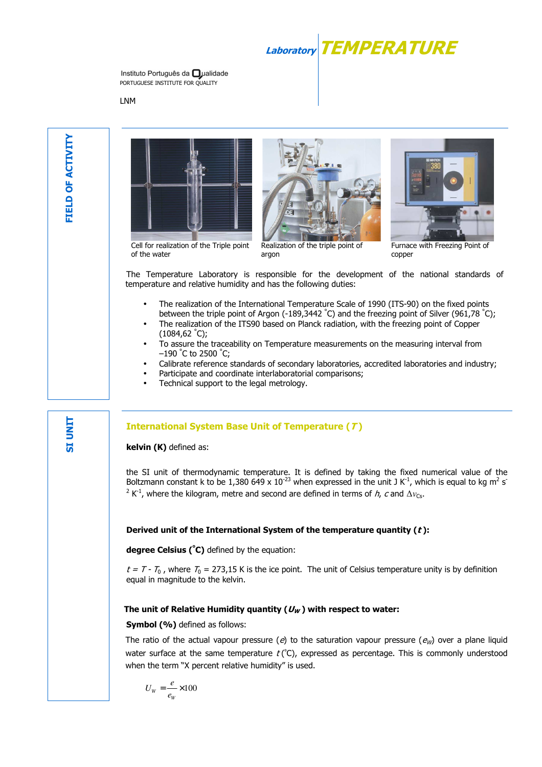# Laboratory TEMPERATURE

Instituto Português da Qualidade
PORTUGUESE INSTITUTE FOR QUALITY

LNM

## FIELD OF ACTIVITY

Cell for realization of the Triple point of the water

Realization of the triple point of argon

Furnace with Freezing Point of copper

The Temperature Laboratory is responsible for the development of the national standards of temperature and relative humidity and has the following duties:

- The realization of the International Temperature Scale of 1990 (ITS-90) on the fixed points between the triple point of Argon (-189,3442 °C) and the freezing point of Silver (961,78 °C);
- The realization of the ITS90 based on Planck radiation, with the freezing point of Copper (1084,62 °C);
- To assure the traceability on Temperature measurements on the measuring interval from –190 °C to 2500 °C;
- Calibrate reference standards of secondary laboratories, accredited laboratories and industry;
- Participate and coordinate interlaboratorial comparisons;
- Technical support to the legal metrology.

## SI UNIT

### International System Base Unit of Temperature (*T*)

**kelvin (K)** defined as:

the SI unit of thermodynamic temperature. It is defined by taking the fixed numerical value of the Boltzmann constant k to be 1,380 649 x $10^{-23}$ when expressed in the unit J $K^{-1}$, which is equal to kg $m^2$ $s^{-2}$ $K^{-1}$, where the kilogram, metre and second are defined in terms of *h*, *c* and $\Delta\nu_{Cs}$.

**Derived unit of the International System of the temperature quantity (*t*):**

**degree Celsius (°C)** defined by the equation:

$t = T - T_0$ , where $T_0$ = 273,15 K is the ice point. The unit of Celsius temperature unity is by definition equal in magnitude to the kelvin.

**The unit of Relative Humidity quantity ($U_W$) with respect to water:**

**Symbol (%)** defined as follows:

The ratio of the actual vapour pressure (*e*) to the saturation vapour pressure ($e_W$) over a plane liquid water surface at the same temperature *t* (°C), expressed as percentage. This is commonly understood when the term "X percent relative humidity" is used.

$$U_W = \frac{e}{e_W} \times 100$$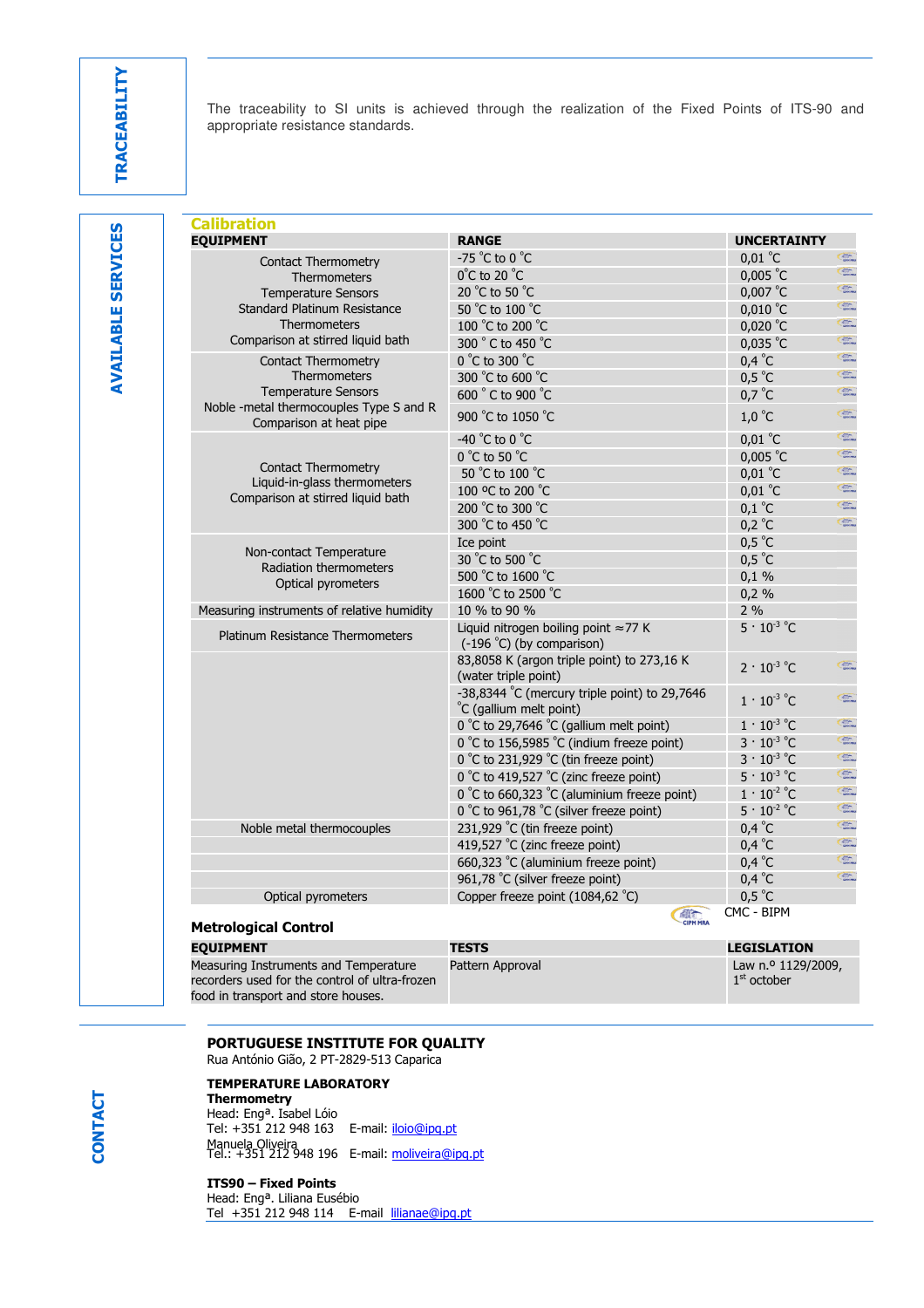## TRACEABILITY

The traceability to SI units is achieved through the realization of the Fixed Points of ITS-90 and appropriate resistance standards.

## AVAILABLE SERVICES

### Calibration

| EQUIPMENT | RANGE | UNCERTAINTY |
|---|---|---|
| Contact Thermometry<br>Thermometers<br>Temperature Sensors<br>Standard Platinum Resistance Thermometers<br>Comparison at stirred liquid bath | -75 °C to 0 °C | 0,01 °C |
| | 0°C to 20 °C | 0,005 °C |
| | 20 °C to 50 °C | 0,007 °C |
| | 50 °C to 100 °C | 0,010 °C |
| | 100 °C to 200 °C | 0,020 °C |
| | 300 ° C to 450 °C | 0,035 °C |
| Contact Thermometry<br>Thermometers<br>Temperature Sensors<br>Noble -metal thermocouples Type S and R<br>Comparison at heat pipe | 0 °C to 300 °C | 0,4 °C |
| | 300 °C to 600 °C | 0,5 °C |
| | 600 ° C to 900 °C | 0,7 °C |
| | 900 °C to 1050 °C | 1,0 °C |
| Contact Thermometry<br>Liquid-in-glass thermometers<br>Comparison at stirred liquid bath | -40 °C to 0 °C | 0,01 °C |
| | 0 °C to 50 °C | 0,005 °C |
| | 50 °C to 100 °C | 0,01 °C |
| | 100 ºC to 200 °C | 0,01 °C |
| | 200 °C to 300 °C | 0,1 °C |
| | 300 °C to 450 °C | 0,2 °C |
| Non-contact Temperature<br>Radiation thermometers<br>Optical pyrometers | Ice point | 0,5 °C |
| | 30 °C to 500 °C | 0,5 °C |
| | 500 °C to 1600 °C | 0,1 % |
| | 1600 °C to 2500 °C | 0,2 % |
| Measuring instruments of relative humidity | 10 % to 90 % | 2 % |
| Platinum Resistance Thermometers | Liquid nitrogen boiling point ≈77 K (-196 °C) (by comparison) | $5 \cdot 10^{-3}$ °C |
| | 83,8058 K (argon triple point) to 273,16 K (water triple point) | $2 \cdot 10^{-3}$ °C |
| | -38,8344 °C (mercury triple point) to 29,7646 °C (gallium melt point) | $1 \cdot 10^{-3}$ °C |
| | 0 °C to 29,7646 °C (gallium melt point) | $1 \cdot 10^{-3}$ °C |
| | 0 °C to 156,5985 °C (indium freeze point) | $3 \cdot 10^{-3}$ °C |
| | 0 °C to 231,929 °C (tin freeze point) | $3 \cdot 10^{-3}$ °C |
| | 0 °C to 419,527 °C (zinc freeze point) | $5 \cdot 10^{-3}$ °C |
| | 0 °C to 660,323 °C (aluminium freeze point) | $1 \cdot 10^{-2}$ °C |
| | 0 °C to 961,78 °C (silver freeze point) | $5 \cdot 10^{-2}$ °C |
| Noble metal thermocouples | 231,929 °C (tin freeze point) | 0,4 °C |
| | 419,527 °C (zinc freeze point) | 0,4 °C |
| | 660,323 °C (aluminium freeze point) | 0,4 °C |
| | 961,78 °C (silver freeze point) | 0,4 °C |
| Optical pyrometers | Copper freeze point (1084,62 °C) | 0,5 °C |

CIPM MRA — CMC - BIPM

### Metrological Control

| EQUIPMENT | TESTS | LEGISLATION |
|---|---|---|
| Measuring Instruments and Temperature recorders used for the control of ultra-frozen food in transport and store houses. | Pattern Approval | Law n.º 1129/2009, 1st october |

## CONTACT

**PORTUGUESE INSTITUTE FOR QUALITY**
Rua António Gião, 2 PT-2829-513 Caparica

**TEMPERATURE LABORATORY**
**Thermometry**
Head: Engª. Isabel Lóio
Tel: +351 212 948 163 E-mail: iloio@ipq.pt

Manuela Oliveira
Tel.: +351 212 948 196 E-mail: moliveira@ipq.pt

**ITS90 – Fixed Points**
Head: Engª. Liliana Eusébio
Tel +351 212 948 114 E-mail lilianae@ipq.pt